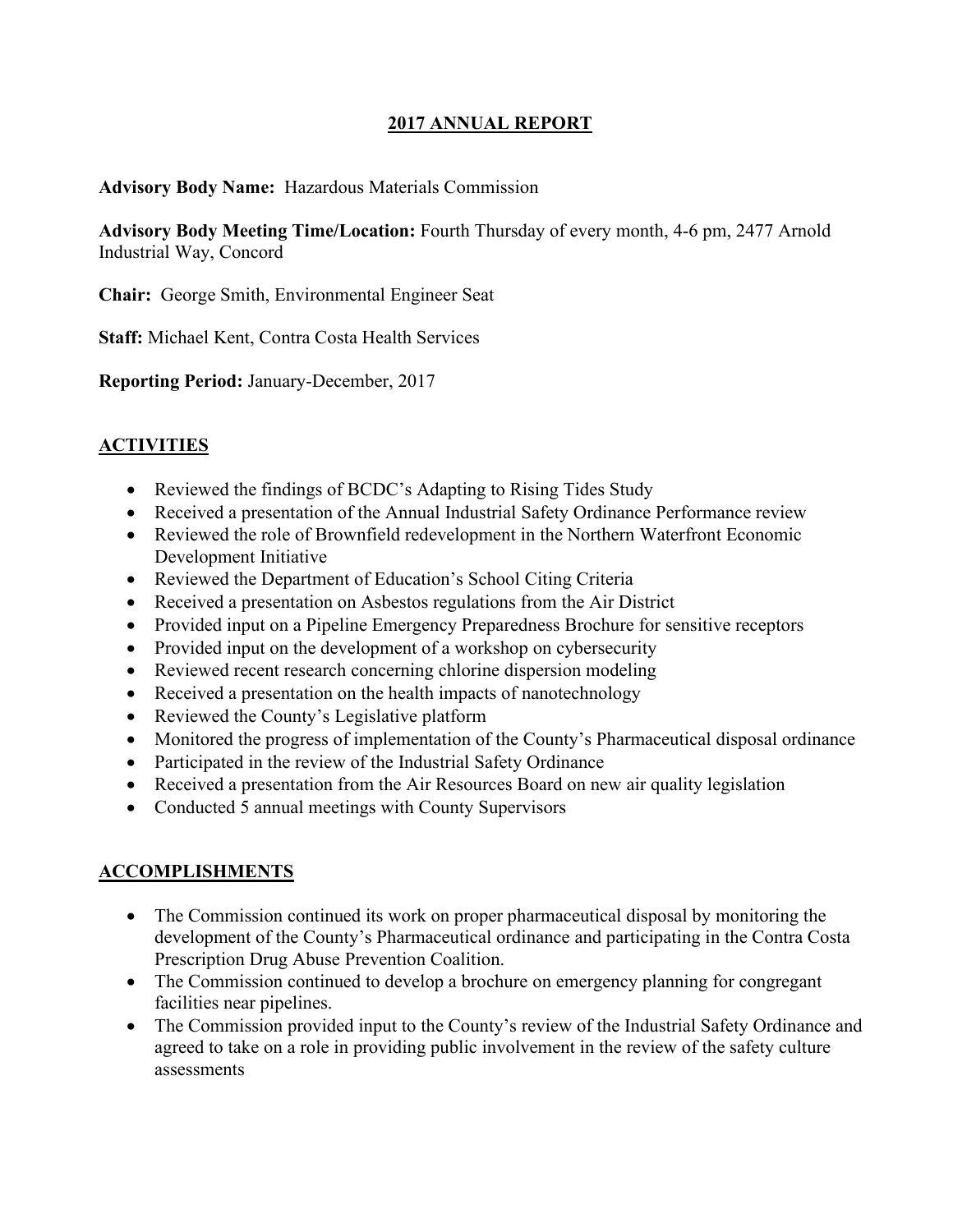# 2017 ANNUAL REPORT

**Advisory Body Name:** Hazardous Materials Commission

**Advisory Body Meeting Time/Location:** Fourth Thursday of every month, 4-6 pm, 2477 Arnold Industrial Way, Concord

**Chair:** George Smith, Environmental Engineer Seat

**Staff:** Michael Kent, Contra Costa Health Services

**Reporting Period:** January-December, 2017

## ACTIVITIES

- Reviewed the findings of BCDC's Adapting to Rising Tides Study
- Received a presentation of the Annual Industrial Safety Ordinance Performance review
- Reviewed the role of Brownfield redevelopment in the Northern Waterfront Economic Development Initiative
- Reviewed the Department of Education's School Citing Criteria
- Received a presentation on Asbestos regulations from the Air District
- Provided input on a Pipeline Emergency Preparedness Brochure for sensitive receptors
- Provided input on the development of a workshop on cybersecurity
- Reviewed recent research concerning chlorine dispersion modeling
- Received a presentation on the health impacts of nanotechnology
- Reviewed the County's Legislative platform
- Monitored the progress of implementation of the County's Pharmaceutical disposal ordinance
- Participated in the review of the Industrial Safety Ordinance
- Received a presentation from the Air Resources Board on new air quality legislation
- Conducted 5 annual meetings with County Supervisors

## ACCOMPLISHMENTS

- The Commission continued its work on proper pharmaceutical disposal by monitoring the development of the County's Pharmaceutical ordinance and participating in the Contra Costa Prescription Drug Abuse Prevention Coalition.
- The Commission continued to develop a brochure on emergency planning for congregant facilities near pipelines.
- The Commission provided input to the County's review of the Industrial Safety Ordinance and agreed to take on a role in providing public involvement in the review of the safety culture assessments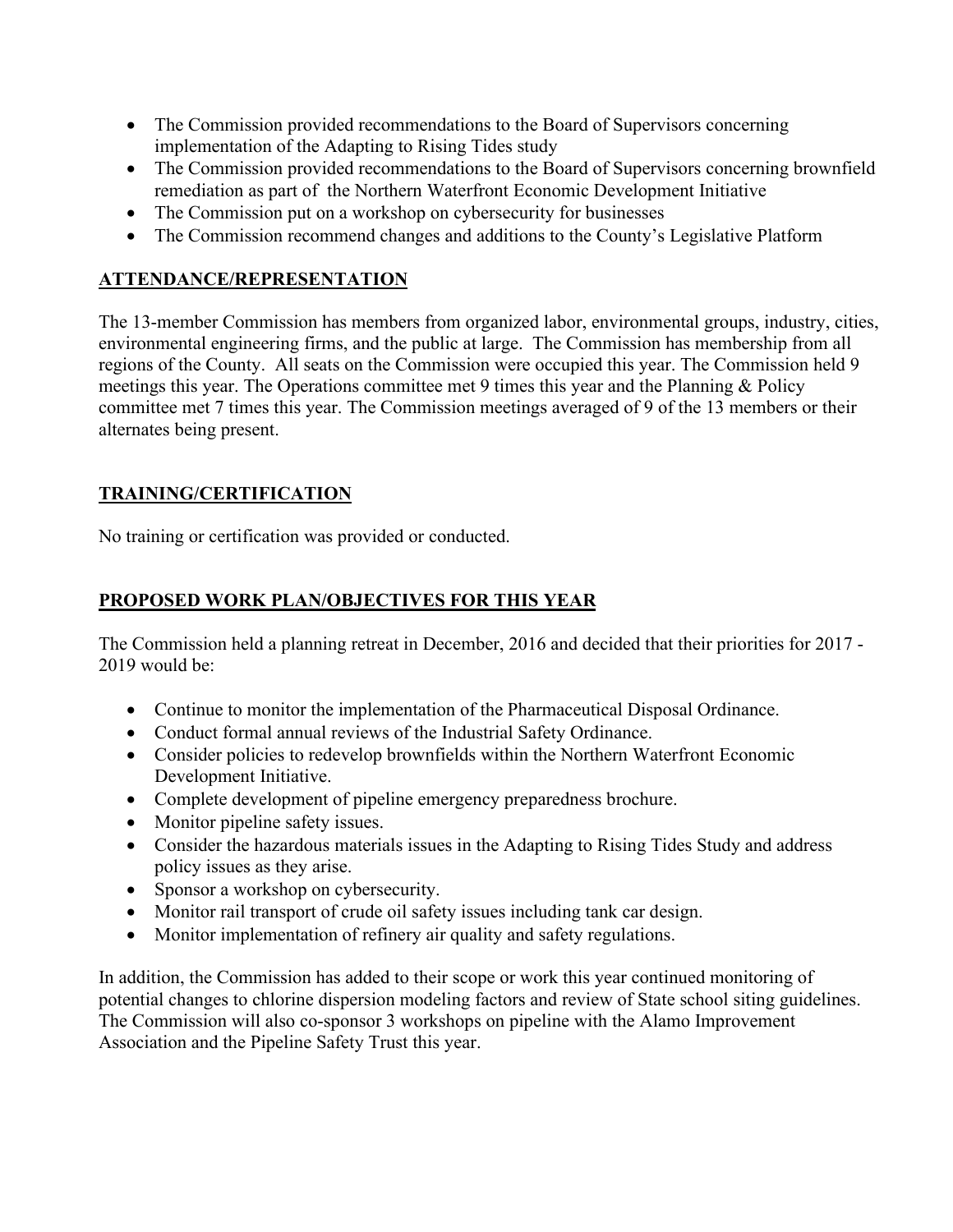- The Commission provided recommendations to the Board of Supervisors concerning implementation of the Adapting to Rising Tides study
- The Commission provided recommendations to the Board of Supervisors concerning brownfield remediation as part of the Northern Waterfront Economic Development Initiative
- The Commission put on a workshop on cybersecurity for businesses
- The Commission recommend changes and additions to the County's Legislative Platform

## ATTENDANCE/REPRESENTATION

The 13-member Commission has members from organized labor, environmental groups, industry, cities, environmental engineering firms, and the public at large. The Commission has membership from all regions of the County. All seats on the Commission were occupied this year. The Commission held 9 meetings this year. The Operations committee met 9 times this year and the Planning & Policy committee met 7 times this year. The Commission meetings averaged of 9 of the 13 members or their alternates being present.

## TRAINING/CERTIFICATION

No training or certification was provided or conducted.

## PROPOSED WORK PLAN/OBJECTIVES FOR THIS YEAR

The Commission held a planning retreat in December, 2016 and decided that their priorities for 2017 - 2019 would be:

- Continue to monitor the implementation of the Pharmaceutical Disposal Ordinance.
- Conduct formal annual reviews of the Industrial Safety Ordinance.
- Consider policies to redevelop brownfields within the Northern Waterfront Economic Development Initiative.
- Complete development of pipeline emergency preparedness brochure.
- Monitor pipeline safety issues.
- Consider the hazardous materials issues in the Adapting to Rising Tides Study and address policy issues as they arise.
- Sponsor a workshop on cybersecurity.
- Monitor rail transport of crude oil safety issues including tank car design.
- Monitor implementation of refinery air quality and safety regulations.

In addition, the Commission has added to their scope or work this year continued monitoring of potential changes to chlorine dispersion modeling factors and review of State school siting guidelines. The Commission will also co-sponsor 3 workshops on pipeline with the Alamo Improvement Association and the Pipeline Safety Trust this year.